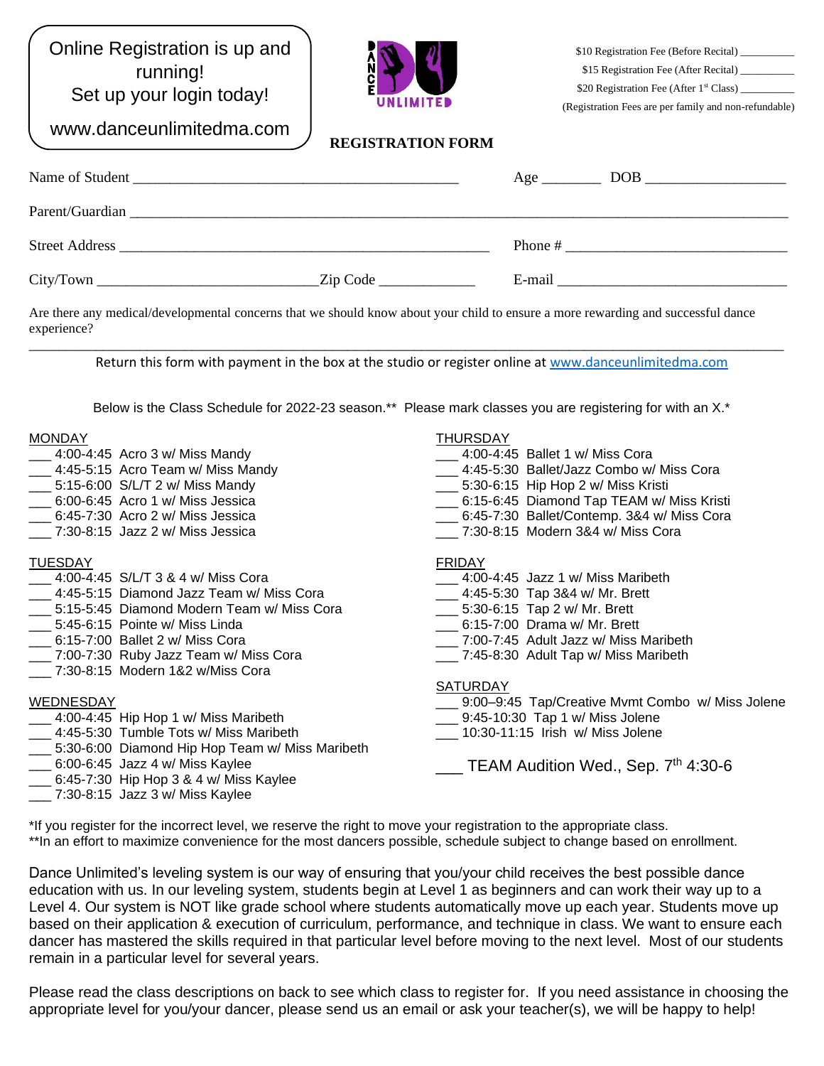Online Registration is up and running!
Set up your login today!

www.danceunlimitedma.com

DANCE UNLIMITED

$10 Registration Fee (Before Recital) __________

$15 Registration Fee (After Recital) __________

$20 Registration Fee (After 1st Class) __________

(Registration Fees are per family and non-refundable)

# REGISTRATION FORM

Name of Student ____________________________________________ Age ________ DOB ___________________

Parent/Guardian ________________________________________________________________________________________

Street Address ___________________________________________________ Phone # ______________________________

City/Town ______________________________Zip Code _____________ E-mail _______________________________

Are there any medical/developmental concerns that we should know about your child to ensure a more rewarding and successful dance experience?

_____________________________________________________________________________________________________________

Return this form with payment in the box at the studio or register online at www.danceunlimitedma.com

Below is the Class Schedule for 2022-23 season.** Please mark classes you are registering for with an X.*

MONDAY
- ___ 4:00-4:45 Acro 3 w/ Miss Mandy
- ___ 4:45-5:15 Acro Team w/ Miss Mandy
- ___ 5:15-6:00 S/L/T 2 w/ Miss Mandy
- ___ 6:00-6:45 Acro 1 w/ Miss Jessica
- ___ 6:45-7:30 Acro 2 w/ Miss Jessica
- ___ 7:30-8:15 Jazz 2 w/ Miss Jessica

TUESDAY
- ___ 4:00-4:45 S/L/T 3 & 4 w/ Miss Cora
- ___ 4:45-5:15 Diamond Jazz Team w/ Miss Cora
- ___ 5:15-5:45 Diamond Modern Team w/ Miss Cora
- ___ 5:45-6:15 Pointe w/ Miss Linda
- ___ 6:15-7:00 Ballet 2 w/ Miss Cora
- ___ 7:00-7:30 Ruby Jazz Team w/ Miss Cora
- ___ 7:30-8:15 Modern 1&2 w/Miss Cora

WEDNESDAY
- ___ 4:00-4:45 Hip Hop 1 w/ Miss Maribeth
- ___ 4:45-5:30 Tumble Tots w/ Miss Maribeth
- ___ 5:30-6:00 Diamond Hip Hop Team w/ Miss Maribeth
- ___ 6:00-6:45 Jazz 4 w/ Miss Kaylee
- ___ 6:45-7:30 Hip Hop 3 & 4 w/ Miss Kaylee
- ___ 7:30-8:15 Jazz 3 w/ Miss Kaylee

THURSDAY
- ___ 4:00-4:45 Ballet 1 w/ Miss Cora
- ___ 4:45-5:30 Ballet/Jazz Combo w/ Miss Cora
- ___ 5:30-6:15 Hip Hop 2 w/ Miss Kristi
- ___ 6:15-6:45 Diamond Tap TEAM w/ Miss Kristi
- ___ 6:45-7:30 Ballet/Contemp. 3&4 w/ Miss Cora
- ___ 7:30-8:15 Modern 3&4 w/ Miss Cora

FRIDAY
- ___ 4:00-4:45 Jazz 1 w/ Miss Maribeth
- ___ 4:45-5:30 Tap 3&4 w/ Mr. Brett
- ___ 5:30-6:15 Tap 2 w/ Mr. Brett
- ___ 6:15-7:00 Drama w/ Mr. Brett
- ___ 7:00-7:45 Adult Jazz w/ Miss Maribeth
- ___ 7:45-8:30 Adult Tap w/ Miss Maribeth

SATURDAY
- ___ 9:00–9:45 Tap/Creative Mvmt Combo w/ Miss Jolene
- ___ 9:45-10:30 Tap 1 w/ Miss Jolene
- ___ 10:30-11:15 Irish w/ Miss Jolene

___ TEAM Audition Wed., Sep. 7th 4:30-6

*If you register for the incorrect level, we reserve the right to move your registration to the appropriate class.
**In an effort to maximize convenience for the most dancers possible, schedule subject to change based on enrollment.

Dance Unlimited's leveling system is our way of ensuring that you/your child receives the best possible dance education with us. In our leveling system, students begin at Level 1 as beginners and can work their way up to a Level 4. Our system is NOT like grade school where students automatically move up each year. Students move up based on their application & execution of curriculum, performance, and technique in class. We want to ensure each dancer has mastered the skills required in that particular level before moving to the next level. Most of our students remain in a particular level for several years.

Please read the class descriptions on back to see which class to register for. If you need assistance in choosing the appropriate level for you/your dancer, please send us an email or ask your teacher(s), we will be happy to help!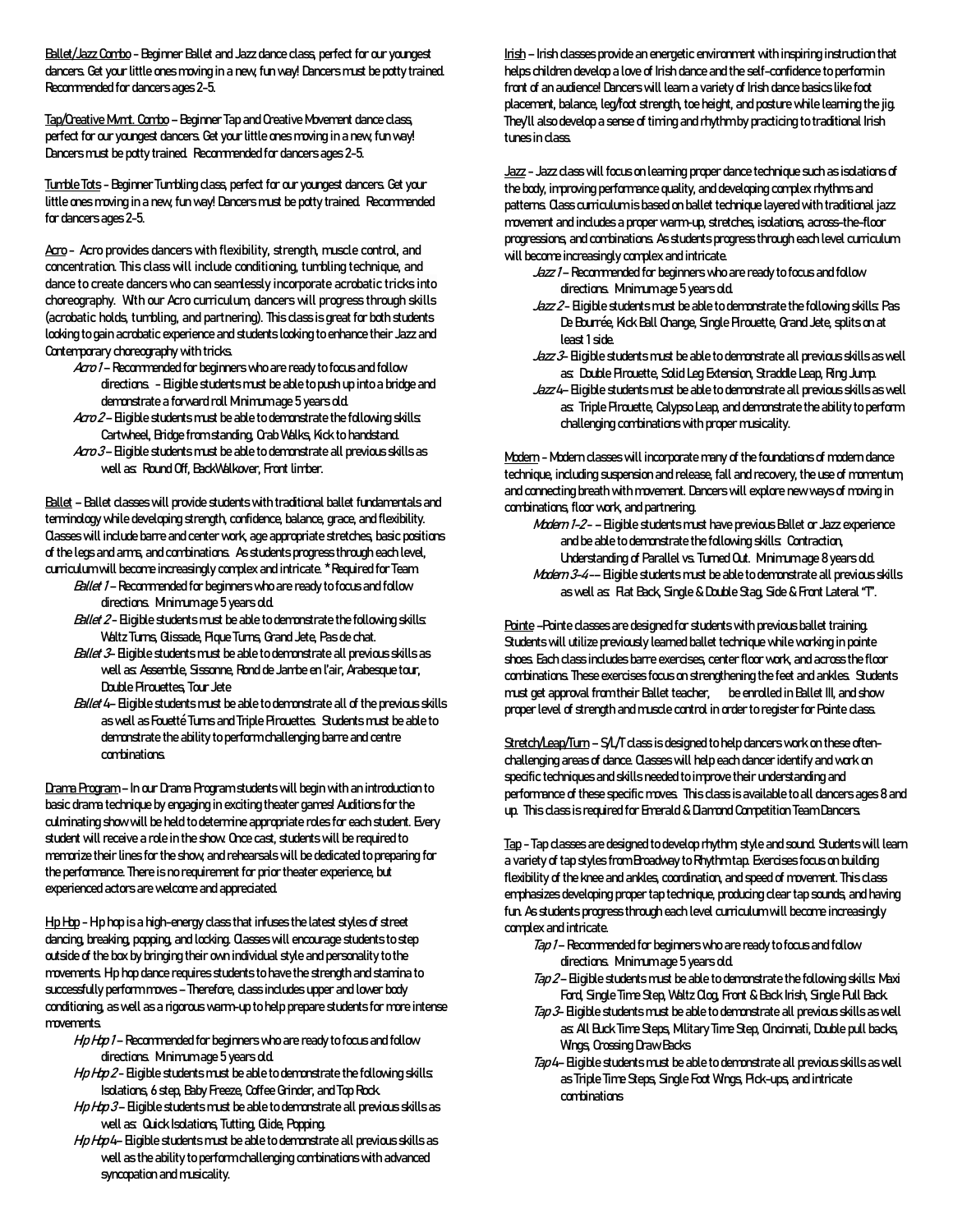Ballet/Jazz Combo – Beginner Ballet and Jazz dance class, perfect for our youngest dancers. Get your little ones moving in a new, fun way! Dancers must be potty trained. Recommended for dancers ages 2-5.

Tap/Creative Mvmt. Combo – Beginner Tap and Creative Movement dance class, perfect for our youngest dancers. Get your little ones moving in a new, fun way! Dancers must be potty trained. Recommended for dancers ages 2-5.

Tumble Tots – Beginner Tumbling class, perfect for our youngest dancers. Get your little ones moving in a new, fun way! Dancers must be potty trained. Recommended for dancers ages 2-5.

Acro – Acro provides dancers with flexibility, strength, muscle control, and concentration. This class will include conditioning, tumbling technique, and dance to create dancers who can seamlessly incorporate acrobatic tricks into choreography. With our Acro curriculum, dancers will progress through skills (acrobatic holds, tumbling, and partnering). This class is great for both students looking to gain acrobatic experience and students looking to enhance their Jazz and Contemporary choreography with tricks.

- *Acro 1* – Recommended for beginners who are ready to focus and follow directions. – Eligible students must be able to push up into a bridge and demonstrate a forward roll Minimum age 5 years old.
- *Acro 2* – Eligible students must be able to demonstrate the following skills: Cartwheel, Bridge from standing, Crab Walks, Kick to handstand.
- *Acro 3* – Eligible students must be able to demonstrate all previous skills as well as: Round Off, BackWalkover, Front limber.

Ballet – Ballet classes will provide students with traditional ballet fundamentals and terminology while developing strength, confidence, balance, grace, and flexibility. Classes will include barre and center work, age appropriate stretches, basic positions of the legs and arms, and combinations. As students progress through each level, curriculum will become increasingly complex and intricate. *Required for Team

- *Ballet 1* – Recommended for beginners who are ready to focus and follow directions. Minimum age 5 years old.
- *Ballet 2* – Eligible students must be able to demonstrate the following skills: Waltz Turns, Glissade, Pique Turns, Grand Jete, Pas de chat.
- *Ballet 3* – Eligible students must be able to demonstrate all previous skills as well as: Assemble, Sissonne, Rond de Jambe en l'air, Arabesque tour, Double Pirouettes, Tour Jete
- *Ballet 4* – Eligible students must be able to demonstrate all of the previous skills as well as Fouetté Turns and Triple Pirouettes. Students must be able to demonstrate the ability to perform challenging barre and centre combinations.

Drama Program – In our Drama Program students will begin with an introduction to basic drama technique by engaging in exciting theater games! Auditions for the culminating show will be held to determine appropriate roles for each student. Every student will receive a role in the show. Once cast, students will be required to memorize their lines for the show, and rehearsals will be dedicated to preparing for the performance. There is no requirement for prior theater experience, but experienced actors are welcome and appreciated.

Hip Hop – Hip hop is a high-energy class that infuses the latest styles of street dancing, breaking, popping, and locking. Classes will encourage students to step outside of the box by bringing their own individual style and personality to the movements. Hip hop dance requires students to have the strength and stamina to successfully perform moves – Therefore, class includes upper and lower body conditioning, as well as a rigorous warm-up to help prepare students for more intense movements.

- *Hip Hop 1* – Recommended for beginners who are ready to focus and follow directions. Minimum age 5 years old.
- *Hip Hop 2* – Eligible students must be able to demonstrate the following skills: Isolations, 6 step, Baby Freeze, Coffee Grinder, and Top Rock.
- *Hip Hop 3* – Eligible students must be able to demonstrate all previous skills as well as: Quick Isolations, Tutting, Glide, Popping.
- *Hip Hop 4* – Eligible students must be able to demonstrate all previous skills as well as the ability to perform challenging combinations with advanced syncopation and musicality.

Irish – Irish classes provide an energetic environment with inspiring instruction that helps children develop a love of Irish dance and the self-confidence to perform in front of an audience! Dancers will learn a variety of Irish dance basics like foot placement, balance, leg/foot strength, toe height, and posture while learning the jig. They'll also develop a sense of timing and rhythm by practicing to traditional Irish tunes in class.

Jazz – Jazz class will focus on learning proper dance technique such as isolations of the body, improving performance quality, and developing complex rhythms and patterns. Class curriculum is based on ballet technique layered with traditional jazz movement and includes a proper warm-up, stretches, isolations, across-the-floor progressions, and combinations. As students progress through each level curriculum will become increasingly complex and intricate.

- *Jazz 1* – Recommended for beginners who are ready to focus and follow directions. Minimum age 5 years old.
- *Jazz 2* – Eligible students must be able to demonstrate the following skills: Pas De Bourrée, Kick Ball Change, Single Pirouette, Grand Jete, splits on at least 1 side.
- *Jazz 3* – Eligible students must be able to demonstrate all previous skills as well as: Double Pirouette, Solid Leg Extension, Straddle Leap, Ring Jump.
- *Jazz 4* – Eligible students must be able to demonstrate all previous skills as well as: Triple Pirouette, Calypso Leap, and demonstrate the ability to perform challenging combinations with proper musicality.

Modern – Modern classes will incorporate many of the foundations of modern dance technique, including suspension and release, fall and recovery, the use of momentum, and connecting breath with movement. Dancers will explore new ways of moving in combinations, floor work, and partnering.

- *Modern 1-2* – – Eligible students must have previous Ballet or Jazz experience and be able to demonstrate the following skills: Contraction, Understanding of Parallel vs. Turned Out. Minimum age 8 years old.
- *Modern 3-4* –– Eligible students must be able to demonstrate all previous skills as well as: Flat Back, Single & Double Stag, Side & Front Lateral "T".

Pointe –Pointe classes are designed for students with previous ballet training. Students will utilize previously learned ballet technique while working in pointe shoes. Each class includes barre exercises, center floor work, and across the floor combinations. These exercises focus on strengthening the feet and ankles. Students must get approval from their Ballet teacher, be enrolled in Ballet III, and show proper level of strength and muscle control in order to register for Pointe class.

Stretch/Leap/Turn – S/L/T class is designed to help dancers work on these often-challenging areas of dance. Classes will help each dancer identify and work on specific techniques and skills needed to improve their understanding and performance of these specific moves. This class is available to all dancers ages 8 and up. This class is required for Emerald & Diamond Competition Team Dancers.

Tap – Tap classes are designed to develop rhythm, style and sound. Students will learn a variety of tap styles from Broadway to Rhythm tap. Exercises focus on building flexibility of the knee and ankles, coordination, and speed of movement. This class emphasizes developing proper tap technique, producing clear tap sounds, and having fun. As students progress through each level curriculum will become increasingly complex and intricate.

- *Tap 1* – Recommended for beginners who are ready to focus and follow directions. Minimum age 5 years old.
- *Tap 2* – Eligible students must be able to demonstrate the following skills: Maxi Ford, Single Time Step, Waltz Clog, Front & Back Irish, Single Pull Back.
- *Tap 3* – Eligible students must be able to demonstrate all previous skills as well as: All Buck Time Steps, Military Time Step, Cincinnati, Double pull backs, Wings, Crossing Draw Backs
- *Tap 4* – Eligible students must be able to demonstrate all previous skills as well as Triple Time Steps, Single Foot Wings, Pick-ups, and intricate combinations